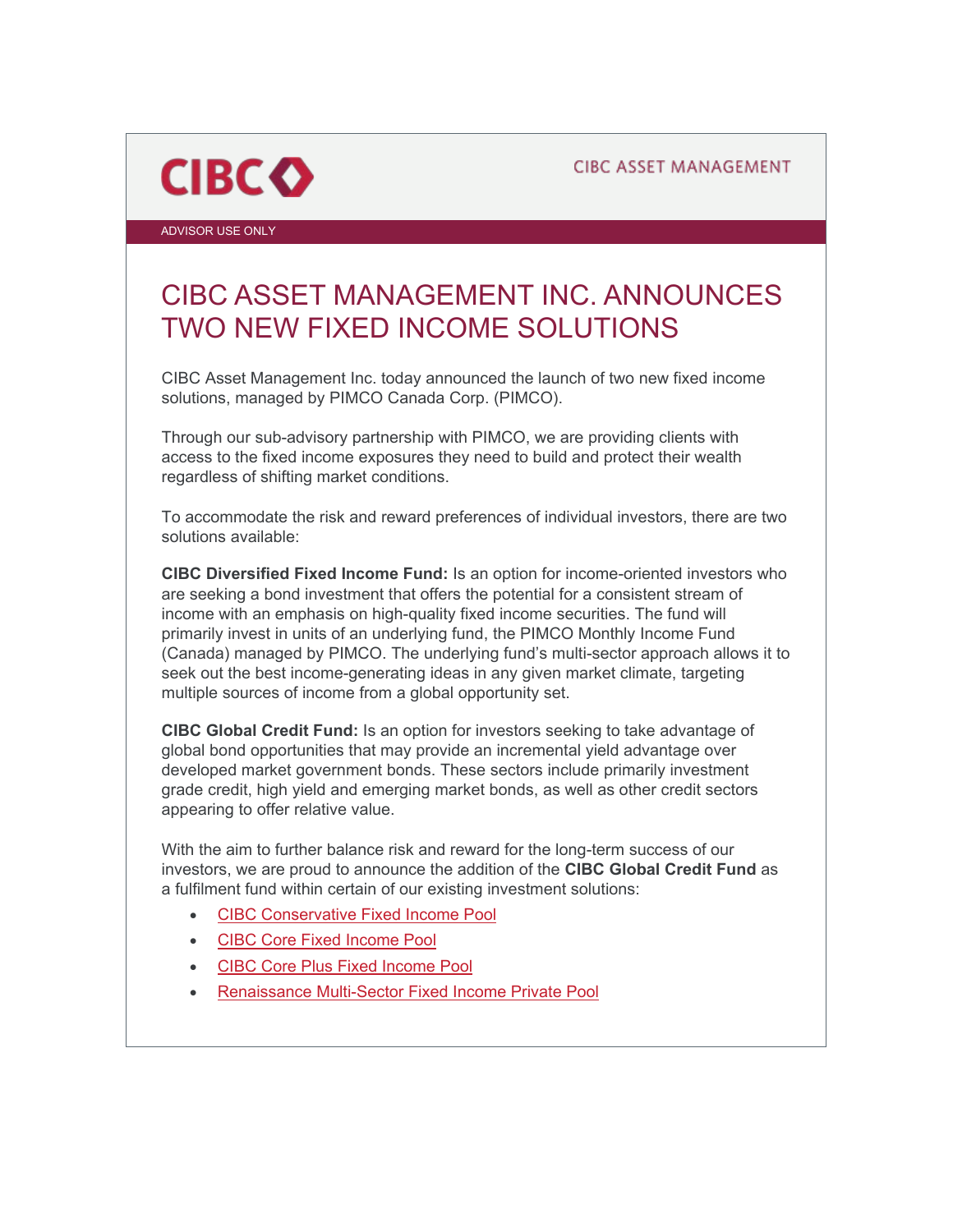CIBC

CIBC ASSET MANAGEMENT

ADVISOR USE ONLY

# CIBC ASSET MANAGEMENT INC. ANNOUNCES TWO NEW FIXED INCOME SOLUTIONS

CIBC Asset Management Inc. today announced the launch of two new fixed income solutions, managed by PIMCO Canada Corp. (PIMCO).

Through our sub-advisory partnership with PIMCO, we are providing clients with access to the fixed income exposures they need to build and protect their wealth regardless of shifting market conditions.

To accommodate the risk and reward preferences of individual investors, there are two solutions available:

**CIBC Diversified Fixed Income Fund:** Is an option for income-oriented investors who are seeking a bond investment that offers the potential for a consistent stream of income with an emphasis on high-quality fixed income securities. The fund will primarily invest in units of an underlying fund, the PIMCO Monthly Income Fund (Canada) managed by PIMCO. The underlying fund's multi-sector approach allows it to seek out the best income-generating ideas in any given market climate, targeting multiple sources of income from a global opportunity set.

**CIBC Global Credit Fund:** Is an option for investors seeking to take advantage of global bond opportunities that may provide an incremental yield advantage over developed market government bonds. These sectors include primarily investment grade credit, high yield and emerging market bonds, as well as other credit sectors appearing to offer relative value.

With the aim to further balance risk and reward for the long-term success of our investors, we are proud to announce the addition of the **CIBC Global Credit Fund** as a fulfilment fund within certain of our existing investment solutions:

- CIBC Conservative Fixed Income Pool
- CIBC Core Fixed Income Pool
- CIBC Core Plus Fixed Income Pool
- Renaissance Multi-Sector Fixed Income Private Pool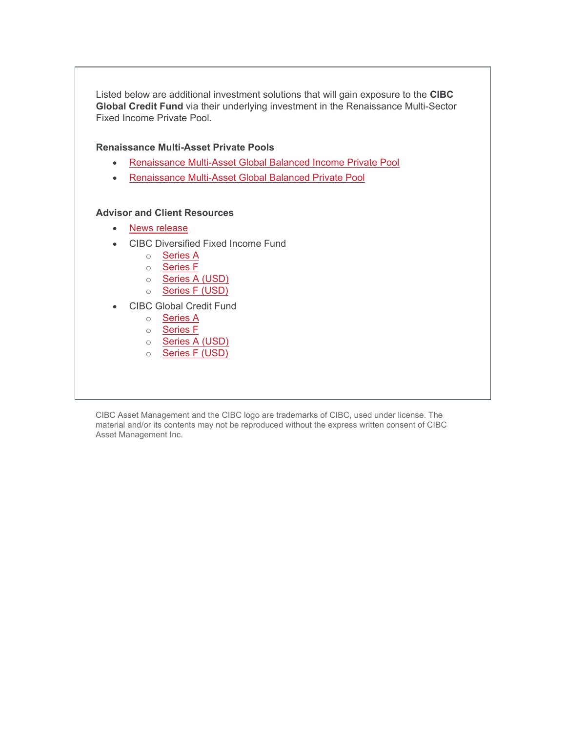Listed below are additional investment solutions that will gain exposure to the **CIBC Global Credit Fund** via their underlying investment in the Renaissance Multi-Sector Fixed Income Private Pool.

**Renaissance Multi-Asset Private Pools**

- Renaissance Multi-Asset Global Balanced Income Private Pool
- Renaissance Multi-Asset Global Balanced Private Pool

**Advisor and Client Resources**

- News release
- CIBC Diversified Fixed Income Fund
  - Series A
  - Series F
  - Series A (USD)
  - Series F (USD)
- CIBC Global Credit Fund
  - Series A
  - Series F
  - Series A (USD)
  - Series F (USD)

CIBC Asset Management and the CIBC logo are trademarks of CIBC, used under license. The material and/or its contents may not be reproduced without the express written consent of CIBC Asset Management Inc.